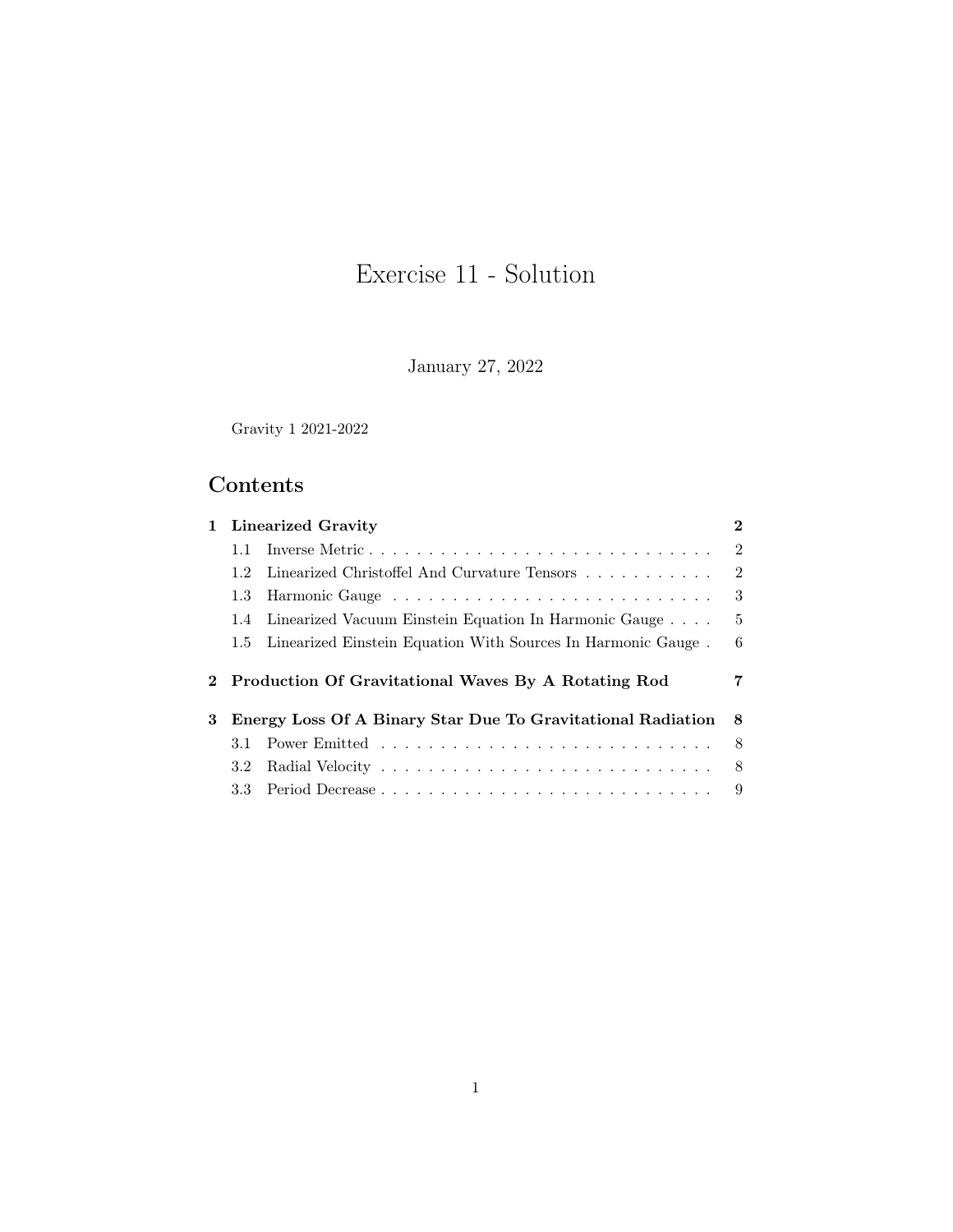# Exercise 11 - Solution

January 27, 2022

Gravity 1 2021-2022

## Contents

**1 Linearized Gravity** — **2**

- 1.1 Inverse Metric — 2
- 1.2 Linearized Christoffel And Curvature Tensors — 2
- 1.3 Harmonic Gauge — 3
- 1.4 Linearized Vacuum Einstein Equation In Harmonic Gauge — 5
- 1.5 Linearized Einstein Equation With Sources In Harmonic Gauge — 6

**2 Production Of Gravitational Waves By A Rotating Rod** — **7**

**3 Energy Loss Of A Binary Star Due To Gravitational Radiation** — **8**

- 3.1 Power Emitted — 8
- 3.2 Radial Velocity — 8
- 3.3 Period Decrease — 9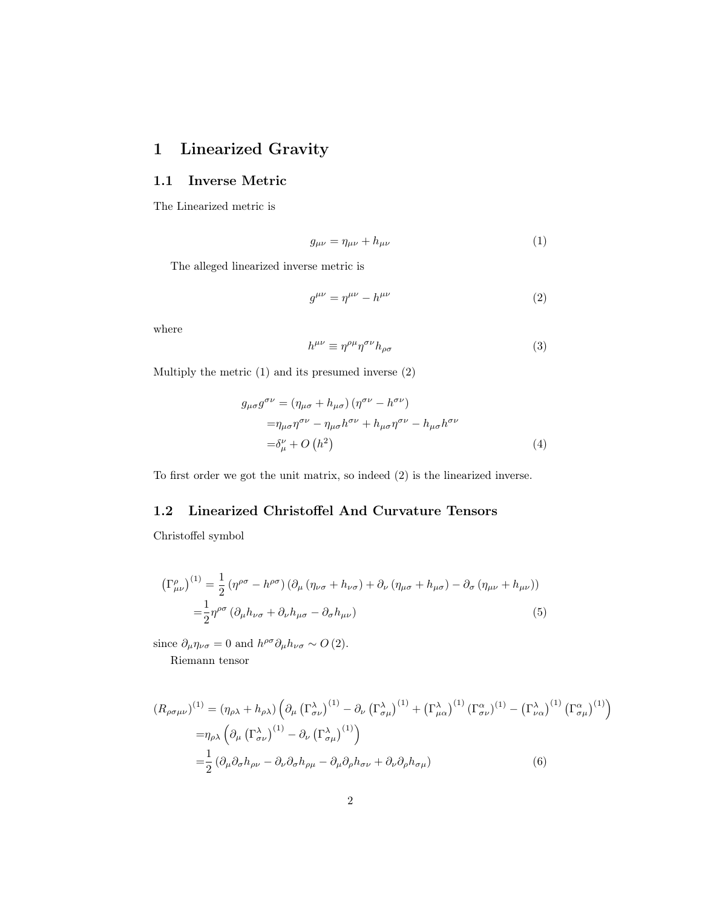# 1 Linearized Gravity

## 1.1 Inverse Metric

The Linearized metric is

$$g_{\mu\nu} = \eta_{\mu\nu} + h_{\mu\nu} \tag{1}$$

The alleged linearized inverse metric is

$$g^{\mu\nu} = \eta^{\mu\nu} - h^{\mu\nu} \tag{2}$$

where

$$h^{\mu\nu} \equiv \eta^{\rho\mu}\eta^{\sigma\nu}h_{\rho\sigma} \tag{3}$$

Multiply the metric (1) and its presumed inverse (2)

$$\begin{aligned}
g_{\mu\sigma}g^{\sigma\nu} &= \left(\eta_{\mu\sigma} + h_{\mu\sigma}\right)\left(\eta^{\sigma\nu} - h^{\sigma\nu}\right) \\
&= \eta_{\mu\sigma}\eta^{\sigma\nu} - \eta_{\mu\sigma}h^{\sigma\nu} + h_{\mu\sigma}\eta^{\sigma\nu} - h_{\mu\sigma}h^{\sigma\nu} \\
&= \delta^{\nu}_{\mu} + O\left(h^2\right)
\end{aligned} \tag{4}$$

To first order we got the unit matrix, so indeed (2) is the linearized inverse.

## 1.2 Linearized Christoffel And Curvature Tensors

Christoffel symbol

$$\begin{aligned}
\left(\Gamma^{\rho}_{\mu\nu}\right)^{(1)} &= \frac{1}{2}\left(\eta^{\rho\sigma} - h^{\rho\sigma}\right)\left(\partial_\mu\left(\eta_{\nu\sigma} + h_{\nu\sigma}\right) + \partial_\nu\left(\eta_{\mu\sigma} + h_{\mu\sigma}\right) - \partial_\sigma\left(\eta_{\mu\nu} + h_{\mu\nu}\right)\right) \\
&= \frac{1}{2}\eta^{\rho\sigma}\left(\partial_\mu h_{\nu\sigma} + \partial_\nu h_{\mu\sigma} - \partial_\sigma h_{\mu\nu}\right)
\end{aligned} \tag{5}$$

since $\partial_\mu \eta_{\nu\sigma} = 0$ and $h^{\rho\sigma}\partial_\mu h_{\nu\sigma} \sim O\left(2\right)$.

Riemann tensor

$$\begin{aligned}
\left(R_{\rho\sigma\mu\nu}\right)^{(1)} &= \left(\eta_{\rho\lambda} + h_{\rho\lambda}\right)\left(\partial_\mu\left(\Gamma^{\lambda}_{\sigma\nu}\right)^{(1)} - \partial_\nu\left(\Gamma^{\lambda}_{\sigma\mu}\right)^{(1)} + \left(\Gamma^{\lambda}_{\mu\alpha}\right)^{(1)}\left(\Gamma^{\alpha}_{\sigma\nu}\right)^{(1)} - \left(\Gamma^{\lambda}_{\nu\alpha}\right)^{(1)}\left(\Gamma^{\alpha}_{\sigma\mu}\right)^{(1)}\right) \\
&= \eta_{\rho\lambda}\left(\partial_\mu\left(\Gamma^{\lambda}_{\sigma\nu}\right)^{(1)} - \partial_\nu\left(\Gamma^{\lambda}_{\sigma\mu}\right)^{(1)}\right) \\
&= \frac{1}{2}\left(\partial_\mu\partial_\sigma h_{\rho\nu} - \partial_\nu\partial_\sigma h_{\rho\mu} - \partial_\mu\partial_\rho h_{\sigma\nu} + \partial_\nu\partial_\rho h_{\sigma\mu}\right)
\end{aligned} \tag{6}$$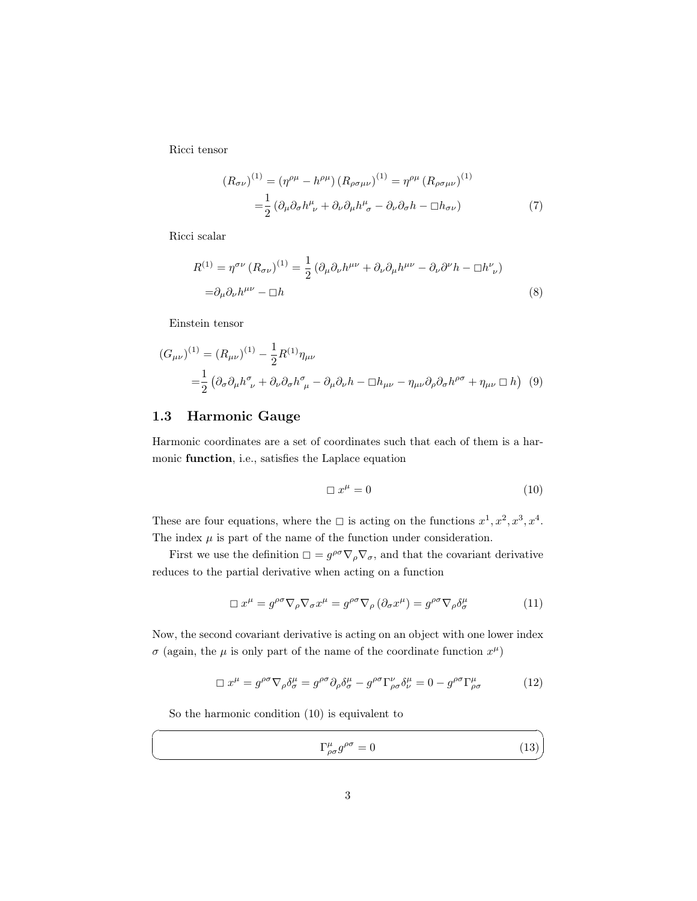Ricci tensor

$$
\begin{aligned}
(R_{\sigma\nu})^{(1)} &= (\eta^{\rho\mu} - h^{\rho\mu}) (R_{\rho\sigma\mu\nu})^{(1)} = \eta^{\rho\mu} (R_{\rho\sigma\mu\nu})^{(1)} \\
&= \frac{1}{2} \left( \partial_\mu \partial_\sigma h^\mu{}_\nu + \partial_\nu \partial_\mu h^\mu{}_\sigma - \partial_\nu \partial_\sigma h - \Box h_{\sigma\nu} \right)
\end{aligned}
\tag{7}
$$

Ricci scalar

$$
\begin{aligned}
R^{(1)} &= \eta^{\sigma\nu} (R_{\sigma\nu})^{(1)} = \frac{1}{2} \left( \partial_\mu \partial_\nu h^{\mu\nu} + \partial_\nu \partial_\mu h^{\mu\nu} - \partial_\nu \partial^\nu h - \Box h^\nu{}_\nu \right) \\
&= \partial_\mu \partial_\nu h^{\mu\nu} - \Box h
\end{aligned}
\tag{8}
$$

Einstein tensor

$$
\begin{aligned}
(G_{\mu\nu})^{(1)} &= (R_{\mu\nu})^{(1)} - \frac{1}{2} R^{(1)} \eta_{\mu\nu} \\
&= \frac{1}{2} \left( \partial_\sigma \partial_\mu h^\sigma{}_\nu + \partial_\nu \partial_\sigma h^\sigma{}_\mu - \partial_\mu \partial_\nu h - \Box h_{\mu\nu} - \eta_{\mu\nu} \partial_\rho \partial_\sigma h^{\rho\sigma} + \eta_{\mu\nu} \Box h \right)
\end{aligned}
\tag{9}
$$

### 1.3 Harmonic Gauge

Harmonic coordinates are a set of coordinates such that each of them is a harmonic **function**, i.e., satisfies the Laplace equation

$$
\Box x^\mu = 0 \tag{10}
$$

These are four equations, where the $\Box$ is acting on the functions $x^1, x^2, x^3, x^4$. The index $\mu$ is part of the name of the function under consideration.

First we use the definition $\Box = g^{\rho\sigma} \nabla_\rho \nabla_\sigma$, and that the covariant derivative reduces to the partial derivative when acting on a function

$$
\Box x^\mu = g^{\rho\sigma} \nabla_\rho \nabla_\sigma x^\mu = g^{\rho\sigma} \nabla_\rho (\partial_\sigma x^\mu) = g^{\rho\sigma} \nabla_\rho \delta^\mu_\sigma \tag{11}
$$

Now, the second covariant derivative is acting on an object with one lower index $\sigma$ (again, the $\mu$ is only part of the name of the coordinate function $x^\mu$)

$$
\Box x^\mu = g^{\rho\sigma} \nabla_\rho \delta^\mu_\sigma = g^{\rho\sigma} \partial_\rho \delta^\mu_\sigma - g^{\rho\sigma} \Gamma^\nu_{\rho\sigma} \delta^\mu_\nu = 0 - g^{\rho\sigma} \Gamma^\mu_{\rho\sigma} \tag{12}
$$

So the harmonic condition (10) is equivalent to

$$
\Gamma^\mu_{\rho\sigma} g^{\rho\sigma} = 0 \tag{13}
$$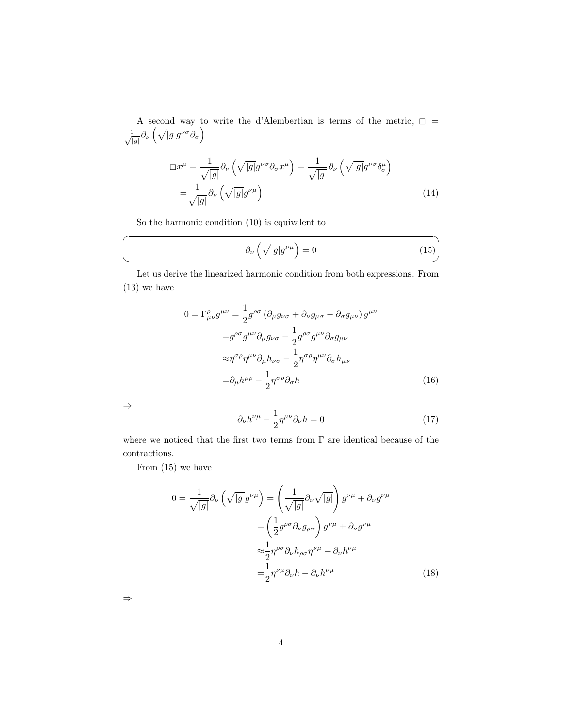A second way to write the d'Alembertian is terms of the metric, $\Box = \frac{1}{\sqrt{|g|}}\partial_\nu\left(\sqrt{|g|}g^{\nu\sigma}\partial_\sigma\right)$

$$
\begin{aligned}
\Box x^\mu = &\frac{1}{\sqrt{|g|}}\partial_\nu\left(\sqrt{|g|}g^{\nu\sigma}\partial_\sigma x^\mu\right) = \frac{1}{\sqrt{|g|}}\partial_\nu\left(\sqrt{|g|}g^{\nu\sigma}\delta^\mu_\sigma\right)\\
=&\frac{1}{\sqrt{|g|}}\partial_\nu\left(\sqrt{|g|}g^{\nu\mu}\right)
\end{aligned}
\tag{14}
$$

So the harmonic condition (10) is equivalent to

$$
\partial_\nu\left(\sqrt{|g|}g^{\nu\mu}\right) = 0 \tag{15}
$$

Let us derive the linearized harmonic condition from both expressions. From (13) we have

$$
\begin{aligned}
0 = \Gamma^\rho_{\mu\nu}g^{\mu\nu} = &\frac{1}{2}g^{\rho\sigma}\left(\partial_\mu g_{\nu\sigma} + \partial_\nu g_{\mu\sigma} - \partial_\sigma g_{\mu\nu}\right)g^{\mu\nu}\\
=&g^{\rho\sigma}g^{\mu\nu}\partial_\mu g_{\nu\sigma} - \frac{1}{2}g^{\rho\sigma}g^{\mu\nu}\partial_\sigma g_{\mu\nu}\\
\approx&\eta^{\sigma\rho}\eta^{\mu\nu}\partial_\mu h_{\nu\sigma} - \frac{1}{2}\eta^{\sigma\rho}\eta^{\mu\nu}\partial_\sigma h_{\mu\nu}\\
=&\partial_\mu h^{\mu\rho} - \frac{1}{2}\eta^{\sigma\rho}\partial_\sigma h
\end{aligned}
\tag{16}
$$

$\Rightarrow$

$$
\partial_\nu h^{\nu\mu} - \frac{1}{2}\eta^{\mu\nu}\partial_\nu h = 0 \tag{17}
$$

where we noticed that the first two terms from $\Gamma$ are identical because of the contractions.

From (15) we have

$$
\begin{aligned}
0 = \frac{1}{\sqrt{|g|}}\partial_\nu\left(\sqrt{|g|}g^{\nu\mu}\right) = &\left(\frac{1}{\sqrt{|g|}}\partial_\nu\sqrt{|g|}\right)g^{\nu\mu} + \partial_\nu g^{\nu\mu}\\
=&\left(\frac{1}{2}g^{\rho\sigma}\partial_\nu g_{\rho\sigma}\right)g^{\nu\mu} + \partial_\nu g^{\nu\mu}\\
\approx&\frac{1}{2}\eta^{\rho\sigma}\partial_\nu h_{\rho\sigma}\eta^{\nu\mu} - \partial_\nu h^{\nu\mu}\\
=&\frac{1}{2}\eta^{\nu\mu}\partial_\nu h - \partial_\nu h^{\nu\mu}
\end{aligned}
\tag{18}
$$

$\Rightarrow$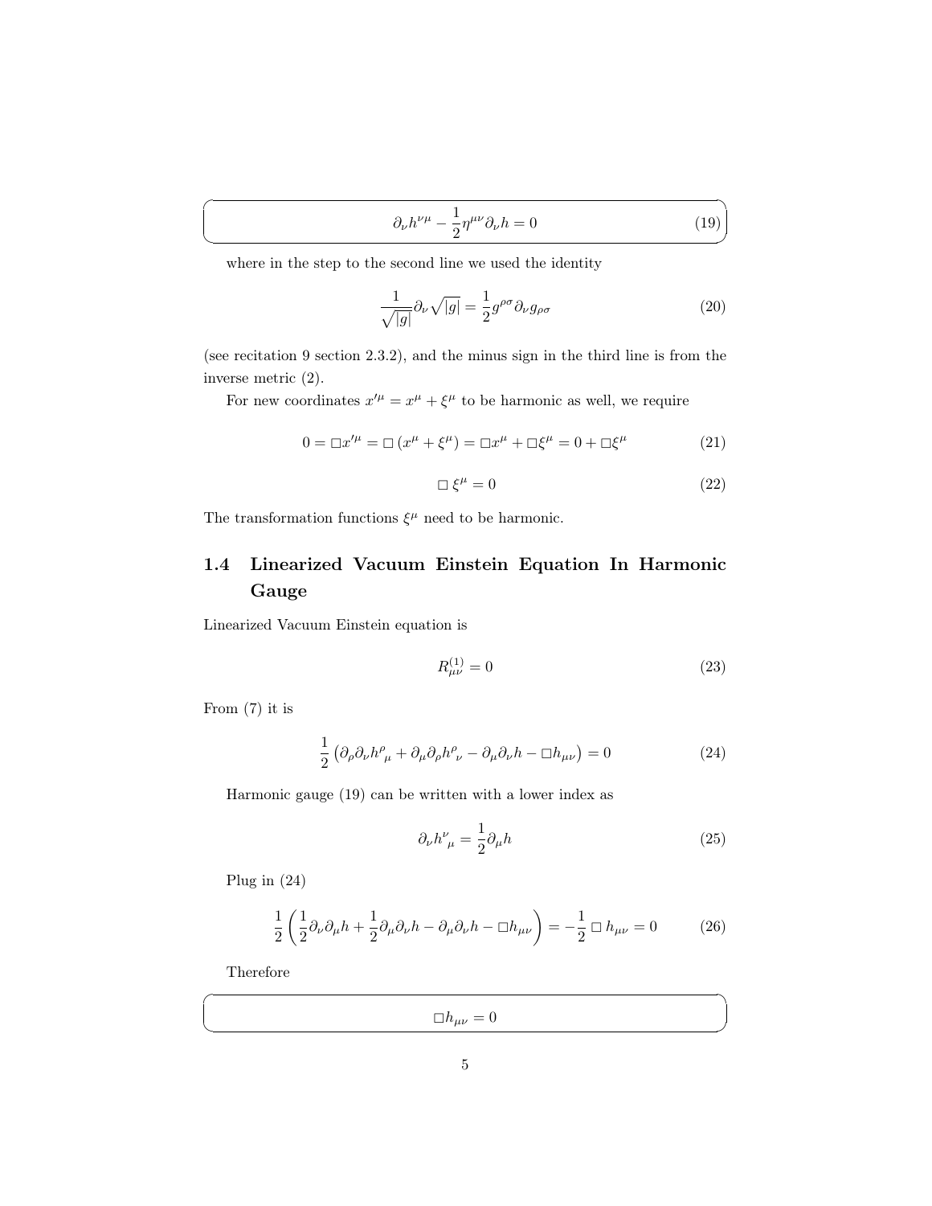$$\partial_\nu h^{\nu\mu} - \frac{1}{2}\eta^{\mu\nu}\partial_\nu h = 0 \tag{19}$$

where in the step to the second line we used the identity

$$\frac{1}{\sqrt{|g|}}\partial_\nu \sqrt{|g|} = \frac{1}{2}g^{\rho\sigma}\partial_\nu g_{\rho\sigma} \tag{20}$$

(see recitation 9 section 2.3.2), and the minus sign in the third line is from the inverse metric (2).

For new coordinates $x'^\mu = x^\mu + \xi^\mu$ to be harmonic as well, we require

$$0 = \Box x'^\mu = \Box\left(x^\mu + \xi^\mu\right) = \Box x^\mu + \Box \xi^\mu = 0 + \Box \xi^\mu \tag{21}$$

$$\Box\, \xi^\mu = 0 \tag{22}$$

The transformation functions $\xi^\mu$ need to be harmonic.

### 1.4 Linearized Vacuum Einstein Equation In Harmonic Gauge

Linearized Vacuum Einstein equation is

$$R^{(1)}_{\mu\nu} = 0 \tag{23}$$

From (7) it is

$$\frac{1}{2}\left(\partial_\rho \partial_\nu h^\rho{}_\mu + \partial_\mu \partial_\rho h^\rho{}_\nu - \partial_\mu \partial_\nu h - \Box h_{\mu\nu}\right) = 0 \tag{24}$$

Harmonic gauge (19) can be written with a lower index as

$$\partial_\nu h^\nu{}_\mu = \frac{1}{2}\partial_\mu h \tag{25}$$

Plug in (24)

$$\frac{1}{2}\left(\frac{1}{2}\partial_\nu \partial_\mu h + \frac{1}{2}\partial_\mu \partial_\nu h - \partial_\mu \partial_\nu h - \Box h_{\mu\nu}\right) = -\frac{1}{2}\,\Box\, h_{\mu\nu} = 0 \tag{26}$$

Therefore

$$\Box h_{\mu\nu} = 0$$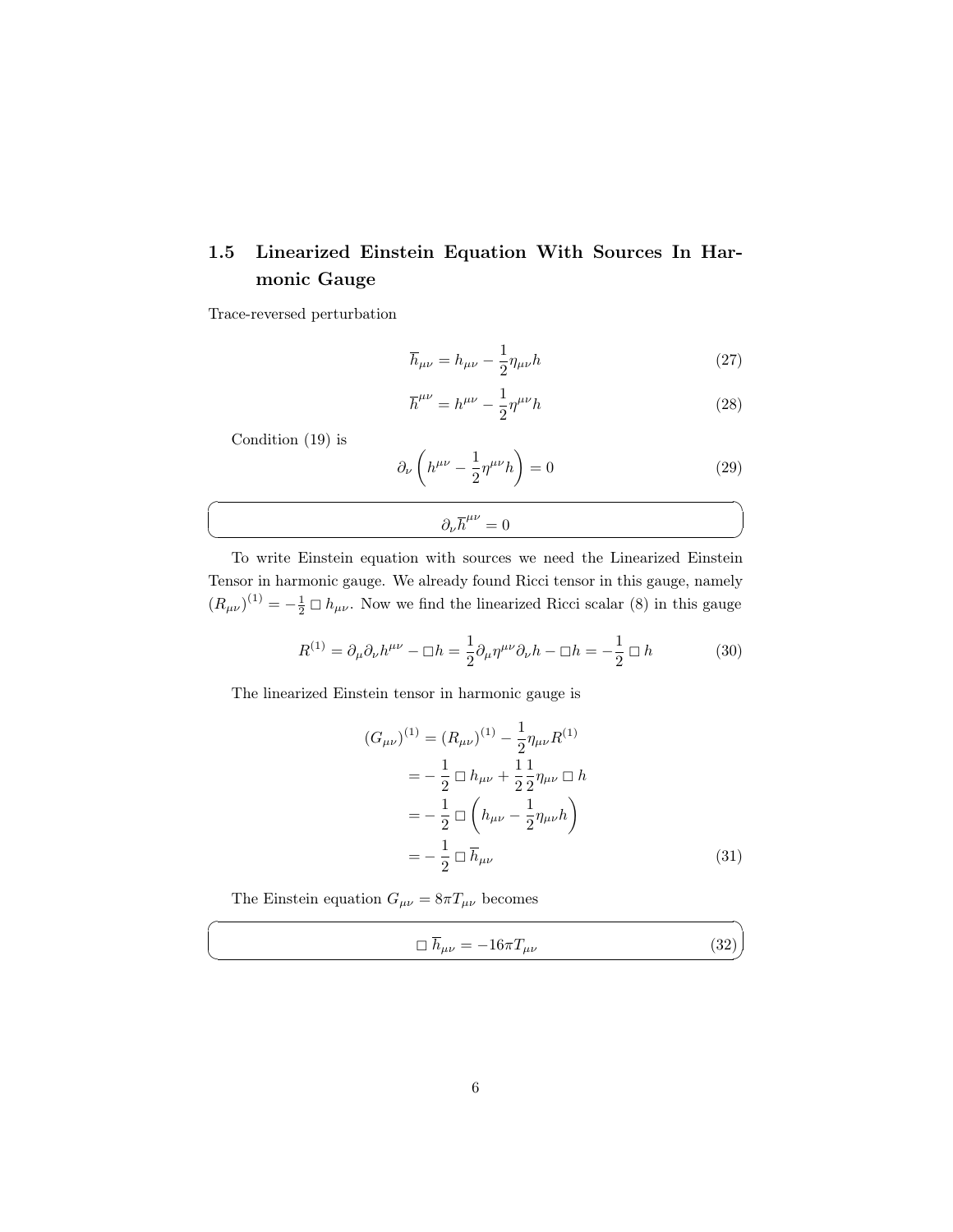### 1.5 Linearized Einstein Equation With Sources In Harmonic Gauge

Trace-reversed perturbation

$$\overline{h}_{\mu\nu} = h_{\mu\nu} - \frac{1}{2}\eta_{\mu\nu}h \tag{27}$$

$$\overline{h}^{\mu\nu} = h^{\mu\nu} - \frac{1}{2}\eta^{\mu\nu}h \tag{28}$$

Condition (19) is

$$\partial_\nu \left( h^{\mu\nu} - \frac{1}{2}\eta^{\mu\nu}h \right) = 0 \tag{29}$$

$$\partial_\nu \overline{h}^{\mu\nu} = 0$$

To write Einstein equation with sources we need the Linearized Einstein Tensor in harmonic gauge. We already found Ricci tensor in this gauge, namely $(R_{\mu\nu})^{(1)} = -\frac{1}{2}\Box h_{\mu\nu}$. Now we find the linearized Ricci scalar (8) in this gauge

$$R^{(1)} = \partial_\mu\partial_\nu h^{\mu\nu} - \Box h = \frac{1}{2}\partial_\mu \eta^{\mu\nu}\partial_\nu h - \Box h = -\frac{1}{2}\Box h \tag{30}$$

The linearized Einstein tensor in harmonic gauge is

$$\begin{aligned}
(G_{\mu\nu})^{(1)} &= (R_{\mu\nu})^{(1)} - \frac{1}{2}\eta_{\mu\nu}R^{(1)} \\
&= -\frac{1}{2}\Box h_{\mu\nu} + \frac{1}{2}\frac{1}{2}\eta_{\mu\nu}\Box h \\
&= -\frac{1}{2}\Box \left( h_{\mu\nu} - \frac{1}{2}\eta_{\mu\nu}h \right) \\
&= -\frac{1}{2}\Box \overline{h}_{\mu\nu}
\end{aligned} \tag{31}$$

The Einstein equation $G_{\mu\nu} = 8\pi T_{\mu\nu}$ becomes

$$\Box \overline{h}_{\mu\nu} = -16\pi T_{\mu\nu} \tag{32}$$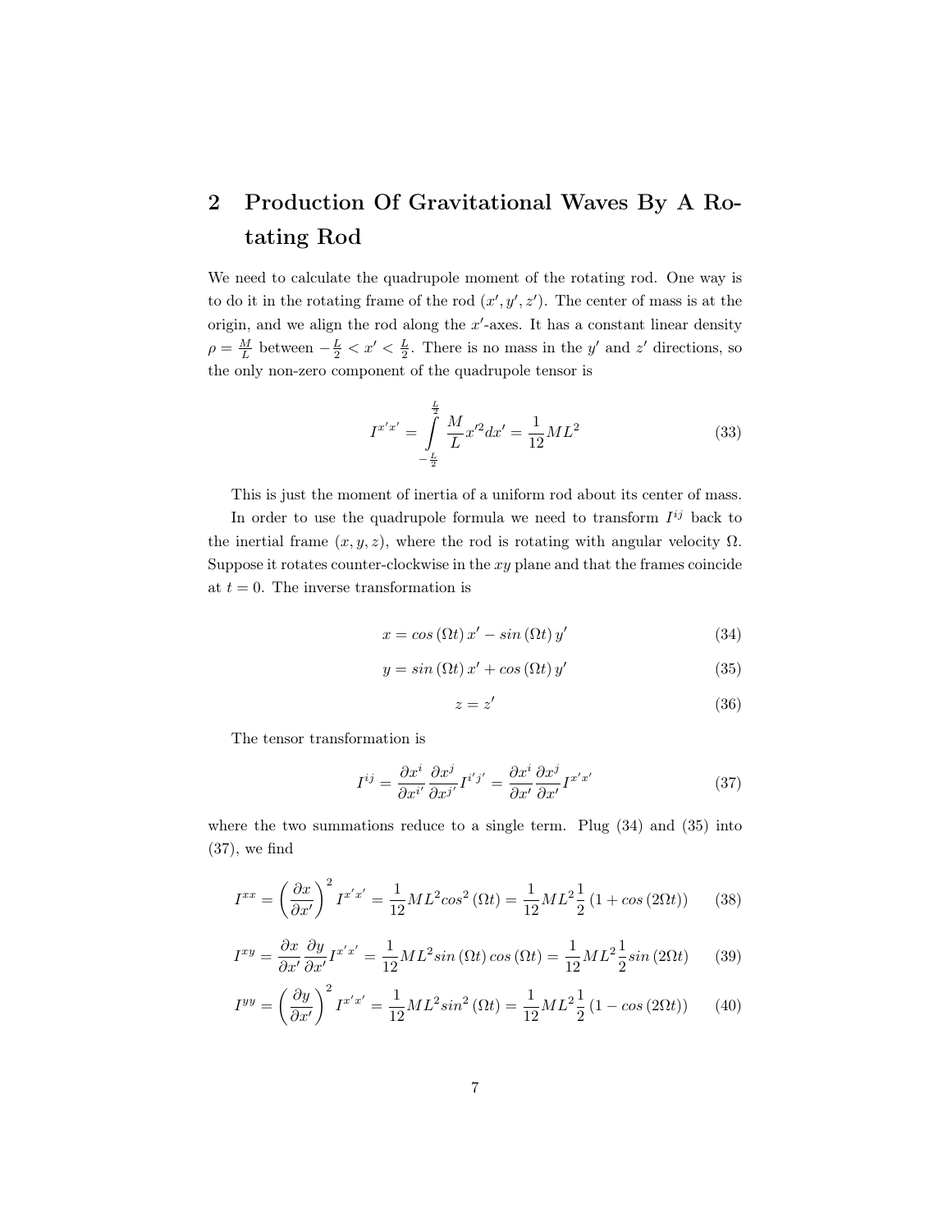## 2 Production Of Gravitational Waves By A Rotating Rod

We need to calculate the quadrupole moment of the rotating rod. One way is to do it in the rotating frame of the rod $(x', y', z')$. The center of mass is at the origin, and we align the rod along the $x'$-axes. It has a constant linear density $\rho = \frac{M}{L}$ between $-\frac{L}{2} < x' < \frac{L}{2}$. There is no mass in the $y'$ and $z'$ directions, so the only non-zero component of the quadrupole tensor is

$$I^{x'x'} = \int_{-\frac{L}{2}}^{\frac{L}{2}} \frac{M}{L} x'^2 dx' = \frac{1}{12} M L^2 \tag{33}$$

This is just the moment of inertia of a uniform rod about its center of mass.

In order to use the quadrupole formula we need to transform $I^{ij}$ back to the inertial frame $(x, y, z)$, where the rod is rotating with angular velocity $\Omega$. Suppose it rotates counter-clockwise in the $xy$ plane and that the frames coincide at $t = 0$. The inverse transformation is

$$x = cos\,(\Omega t)\, x' - sin\,(\Omega t)\, y' \tag{34}$$

$$y = sin\,(\Omega t)\, x' + cos\,(\Omega t)\, y' \tag{35}$$

$$z = z' \tag{36}$$

The tensor transformation is

$$I^{ij} = \frac{\partial x^i}{\partial x^{i'}} \frac{\partial x^j}{\partial x^{j'}} I^{i'j'} = \frac{\partial x^i}{\partial x'} \frac{\partial x^j}{\partial x'} I^{x'x'} \tag{37}$$

where the two summations reduce to a single term. Plug (34) and (35) into (37), we find

$$I^{xx} = \left(\frac{\partial x}{\partial x'}\right)^2 I^{x'x'} = \frac{1}{12} M L^2 cos^2\,(\Omega t) = \frac{1}{12} M L^2 \frac{1}{2} \left(1 + cos\,(2\Omega t)\right) \tag{38}$$

$$I^{xy} = \frac{\partial x}{\partial x'} \frac{\partial y}{\partial x'} I^{x'x'} = \frac{1}{12} M L^2 sin\,(\Omega t)\, cos\,(\Omega t) = \frac{1}{12} M L^2 \frac{1}{2} sin\,(2\Omega t) \tag{39}$$

$$I^{yy} = \left(\frac{\partial y}{\partial x'}\right)^2 I^{x'x'} = \frac{1}{12} M L^2 sin^2\,(\Omega t) = \frac{1}{12} M L^2 \frac{1}{2} \left(1 - cos\,(2\Omega t)\right) \tag{40}$$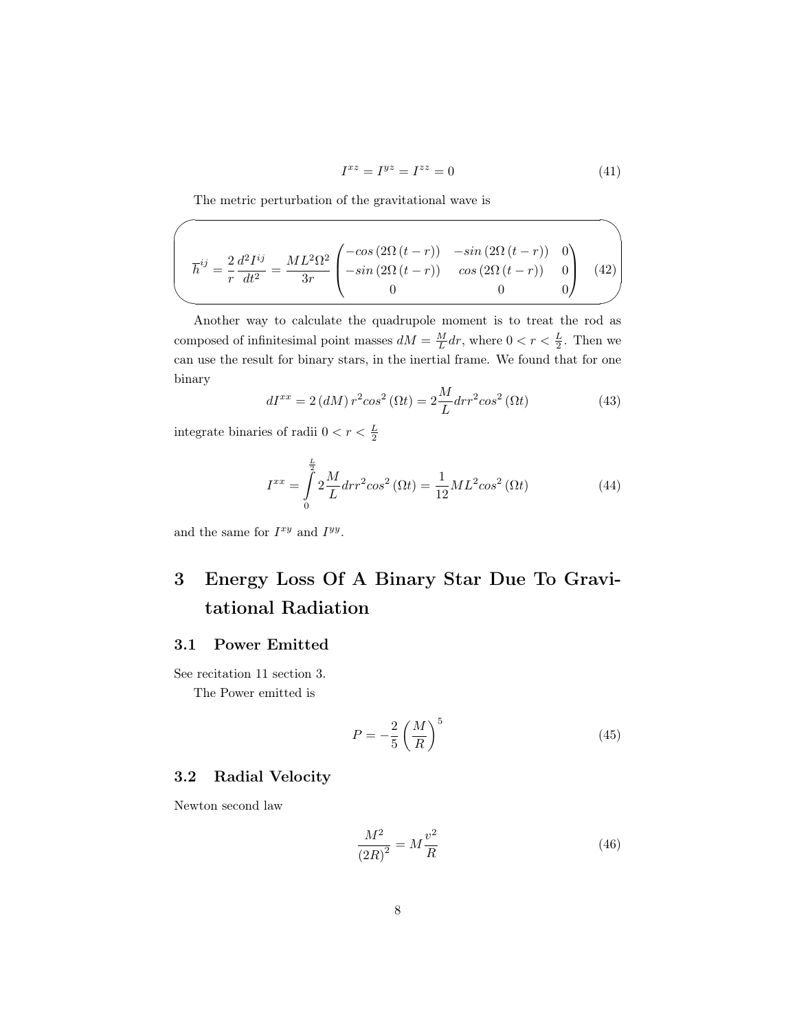$$I^{xz} = I^{yz} = I^{zz} = 0 \tag{41}$$

The metric perturbation of the gravitational wave is

$$\overline{h}^{ij} = \frac{2}{r}\frac{d^2 I^{ij}}{dt^2} = \frac{ML^2\Omega^2}{3r}\begin{pmatrix} -cos\left(2\Omega\left(t-r\right)\right) & -sin\left(2\Omega\left(t-r\right)\right) & 0 \\ -sin\left(2\Omega\left(t-r\right)\right) & cos\left(2\Omega\left(t-r\right)\right) & 0 \\ 0 & 0 & 0 \end{pmatrix} \tag{42}$$

Another way to calculate the quadrupole moment is to treat the rod as composed of infinitesimal point masses $dM = \frac{M}{L}dr$, where $0 < r < \frac{L}{2}$. Then we can use the result for binary stars, in the inertial frame. We found that for one binary

$$dI^{xx} = 2\left(dM\right)r^2 cos^2\left(\Omega t\right) = 2\frac{M}{L}dr r^2 cos^2\left(\Omega t\right) \tag{43}$$

integrate binaries of radii $0 < r < \frac{L}{2}$

$$I^{xx} = \int_0^{\frac{L}{2}} 2\frac{M}{L}dr r^2 cos^2\left(\Omega t\right) = \frac{1}{12}ML^2 cos^2\left(\Omega t\right) \tag{44}$$

and the same for $I^{xy}$ and $I^{yy}$.

# 3 Energy Loss Of A Binary Star Due To Gravitational Radiation

## 3.1 Power Emitted

See recitation 11 section 3.

The Power emitted is

$$P = -\frac{2}{5}\left(\frac{M}{R}\right)^5 \tag{45}$$

## 3.2 Radial Velocity

Newton second law

$$\frac{M^2}{\left(2R\right)^2} = M\frac{v^2}{R} \tag{46}$$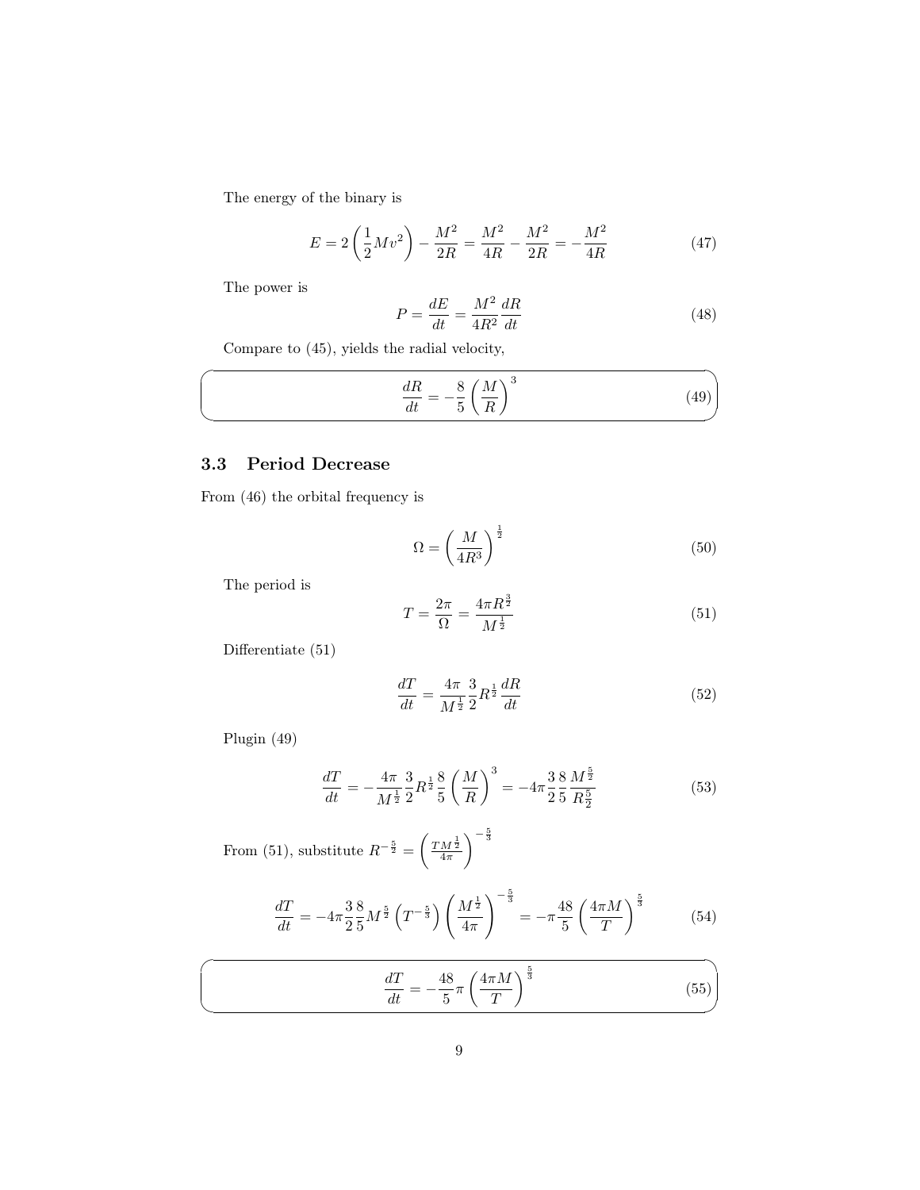The energy of the binary is

$$E = 2\left(\frac{1}{2}Mv^2\right) - \frac{M^2}{2R} = \frac{M^2}{4R} - \frac{M^2}{2R} = -\frac{M^2}{4R} \tag{47}$$

The power is

$$P = \frac{dE}{dt} = \frac{M^2}{4R^2}\frac{dR}{dt} \tag{48}$$

Compare to (45), yields the radial velocity,

$$\frac{dR}{dt} = -\frac{8}{5}\left(\frac{M}{R}\right)^3 \tag{49}$$

### 3.3 Period Decrease

From (46) the orbital frequency is

$$\Omega = \left(\frac{M}{4R^3}\right)^{\frac{1}{2}} \tag{50}$$

The period is

$$T = \frac{2\pi}{\Omega} = \frac{4\pi R^{\frac{3}{2}}}{M^{\frac{1}{2}}} \tag{51}$$

Differentiate (51)

$$\frac{dT}{dt} = \frac{4\pi}{M^{\frac{1}{2}}}\frac{3}{2}R^{\frac{1}{2}}\frac{dR}{dt} \tag{52}$$

Plugin (49)

$$\frac{dT}{dt} = -\frac{4\pi}{M^{\frac{1}{2}}}\frac{3}{2}R^{\frac{1}{2}}\frac{8}{5}\left(\frac{M}{R}\right)^3 = -4\pi\frac{3}{2}\frac{8}{5}\frac{M^{\frac{5}{2}}}{R^{\frac{5}{2}}} \tag{53}$$

From (51), substitute $R^{-\frac{5}{2}} = \left(\frac{TM^{\frac{1}{2}}}{4\pi}\right)^{-\frac{5}{3}}$

$$\frac{dT}{dt} = -4\pi\frac{3}{2}\frac{8}{5}M^{\frac{5}{2}}\left(T^{-\frac{5}{3}}\right)\left(\frac{M^{\frac{1}{2}}}{4\pi}\right)^{-\frac{5}{3}} = -\pi\frac{48}{5}\left(\frac{4\pi M}{T}\right)^{\frac{5}{3}} \tag{54}$$

$$\frac{dT}{dt} = -\frac{48}{5}\pi\left(\frac{4\pi M}{T}\right)^{\frac{5}{3}} \tag{55}$$